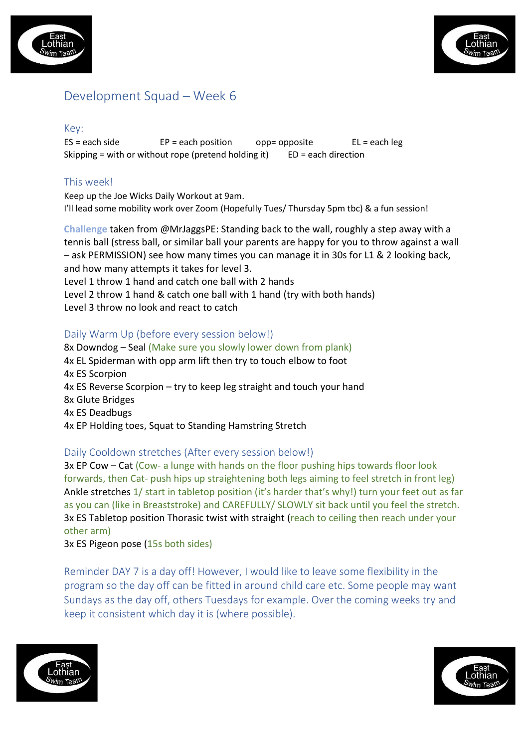# Development Squad – Week 6

## Key:

ES = each side EP = each position opp= opposite EL = each leg
Skipping = with or without rope (pretend holding it) ED = each direction

## This week!

Keep up the Joe Wicks Daily Workout at 9am.
I'll lead some mobility work over Zoom (Hopefully Tues/ Thursday 5pm tbc) & a fun session!

**Challenge** taken from @MrJaggsPE: Standing back to the wall, roughly a step away with a tennis ball (stress ball, or similar ball your parents are happy for you to throw against a wall – ask PERMISSION) see how many times you can manage it in 30s for L1 & 2 looking back, and how many attempts it takes for level 3.
Level 1 throw 1 hand and catch one ball with 2 hands
Level 2 throw 1 hand & catch one ball with 1 hand (try with both hands)
Level 3 throw no look and react to catch

## Daily Warm Up (before every session below!)

8x Downdog – Seal (Make sure you slowly lower down from plank)
4x EL Spiderman with opp arm lift then try to touch elbow to foot
4x ES Scorpion
4x ES Reverse Scorpion – try to keep leg straight and touch your hand
8x Glute Bridges
4x ES Deadbugs
4x EP Holding toes, Squat to Standing Hamstring Stretch

## Daily Cooldown stretches (After every session below!)

3x EP Cow – Cat (Cow- a lunge with hands on the floor pushing hips towards floor look forwards, then Cat- push hips up straightening both legs aiming to feel stretch in front leg)
Ankle stretches 1/ start in tabletop position (it's harder that's why!) turn your feet out as far as you can (like in Breaststroke) and CAREFULLY/ SLOWLY sit back until you feel the stretch.
3x ES Tabletop position Thorasic twist with straight (reach to ceiling then reach under your other arm)
3x ES Pigeon pose (15s both sides)

Reminder DAY 7 is a day off! However, I would like to leave some flexibility in the program so the day off can be fitted in around child care etc. Some people may want Sundays as the day off, others Tuesdays for example. Over the coming weeks try and keep it consistent which day it is (where possible).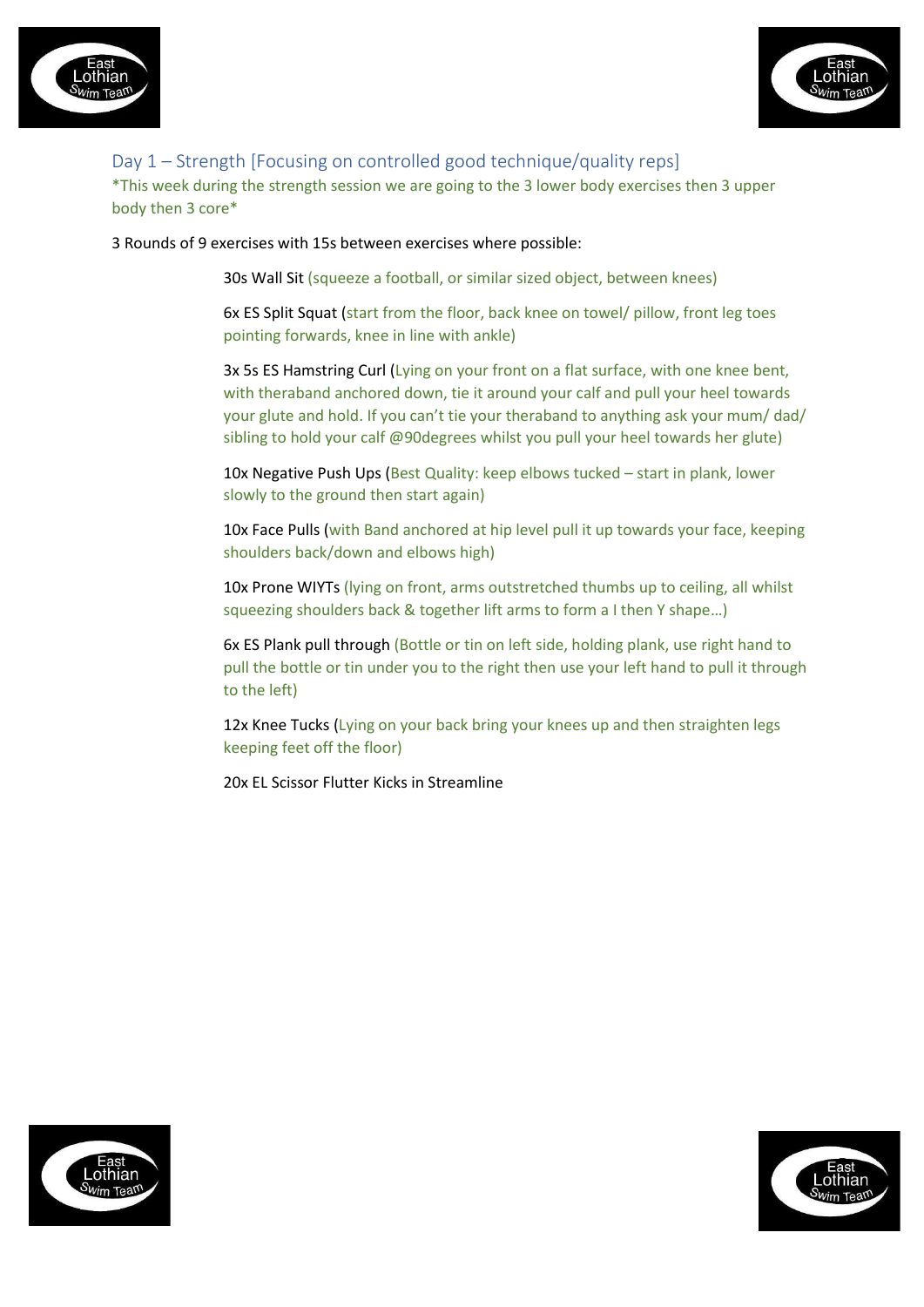## Day 1 – Strength [Focusing on controlled good technique/quality reps]

*This week during the strength session we are going to the 3 lower body exercises then 3 upper body then 3 core*

3 Rounds of 9 exercises with 15s between exercises where possible:

30s Wall Sit (squeeze a football, or similar sized object, between knees)

6x ES Split Squat (start from the floor, back knee on towel/ pillow, front leg toes pointing forwards, knee in line with ankle)

3x 5s ES Hamstring Curl (Lying on your front on a flat surface, with one knee bent, with theraband anchored down, tie it around your calf and pull your heel towards your glute and hold. If you can't tie your theraband to anything ask your mum/ dad/ sibling to hold your calf @90degrees whilst you pull your heel towards her glute)

10x Negative Push Ups (Best Quality: keep elbows tucked – start in plank, lower slowly to the ground then start again)

10x Face Pulls (with Band anchored at hip level pull it up towards your face, keeping shoulders back/down and elbows high)

10x Prone WIYTs (lying on front, arms outstretched thumbs up to ceiling, all whilst squeezing shoulders back & together lift arms to form a I then Y shape…)

6x ES Plank pull through (Bottle or tin on left side, holding plank, use right hand to pull the bottle or tin under you to the right then use your left hand to pull it through to the left)

12x Knee Tucks (Lying on your back bring your knees up and then straighten legs keeping feet off the floor)

20x EL Scissor Flutter Kicks in Streamline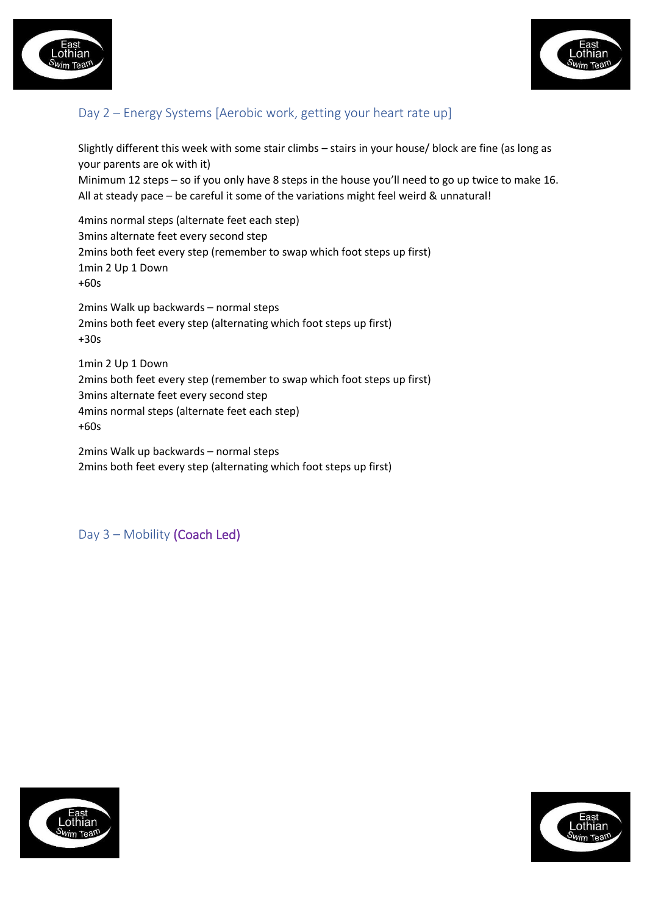## Day 2 – Energy Systems [Aerobic work, getting your heart rate up]

Slightly different this week with some stair climbs – stairs in your house/ block are fine (as long as your parents are ok with it)
Minimum 12 steps – so if you only have 8 steps in the house you'll need to go up twice to make 16.
All at steady pace – be careful it some of the variations might feel weird & unnatural!

4mins normal steps (alternate feet each step)
3mins alternate feet every second step
2mins both feet every step (remember to swap which foot steps up first)
1min 2 Up 1 Down
+60s

2mins Walk up backwards – normal steps
2mins both feet every step (alternating which foot steps up first)
+30s

1min 2 Up 1 Down
2mins both feet every step (remember to swap which foot steps up first)
3mins alternate feet every second step
4mins normal steps (alternate feet each step)
+60s

2mins Walk up backwards – normal steps
2mins both feet every step (alternating which foot steps up first)

## Day 3 – Mobility (Coach Led)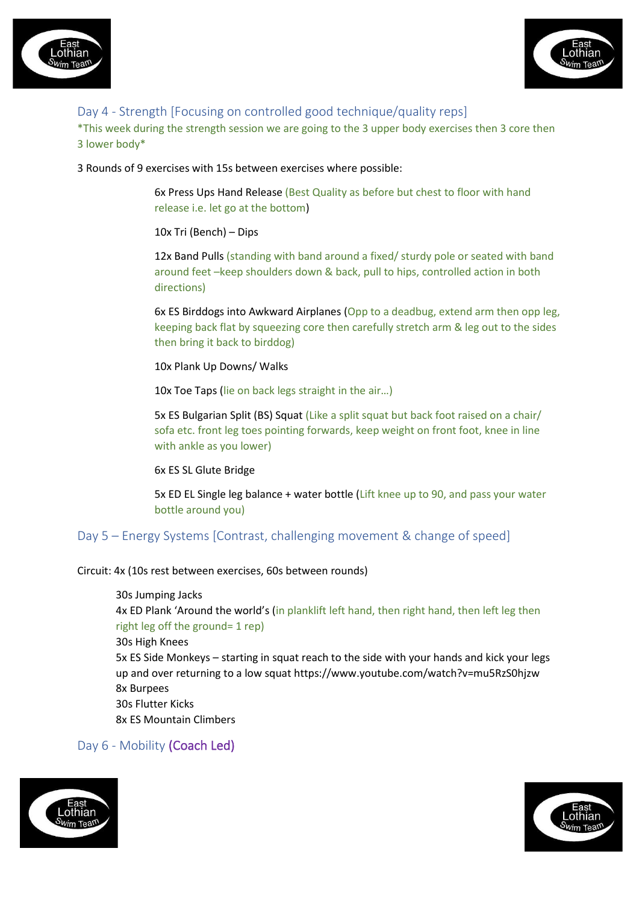## Day 4 - Strength [Focusing on controlled good technique/quality reps]

*This week during the strength session we are going to the 3 upper body exercises then 3 core then 3 lower body*

3 Rounds of 9 exercises with 15s between exercises where possible:

6x Press Ups Hand Release (Best Quality as before but chest to floor with hand release i.e. let go at the bottom)

10x Tri (Bench) – Dips

12x Band Pulls (standing with band around a fixed/ sturdy pole or seated with band around feet –keep shoulders down & back, pull to hips, controlled action in both directions)

6x ES Birddogs into Awkward Airplanes (Opp to a deadbug, extend arm then opp leg, keeping back flat by squeezing core then carefully stretch arm & leg out to the sides then bring it back to birddog)

10x Plank Up Downs/ Walks

10x Toe Taps (lie on back legs straight in the air…)

5x ES Bulgarian Split (BS) Squat (Like a split squat but back foot raised on a chair/ sofa etc. front leg toes pointing forwards, keep weight on front foot, knee in line with ankle as you lower)

6x ES SL Glute Bridge

5x ED EL Single leg balance + water bottle (Lift knee up to 90, and pass your water bottle around you)

## Day 5 – Energy Systems [Contrast, challenging movement & change of speed]

Circuit: 4x (10s rest between exercises, 60s between rounds)

30s Jumping Jacks
4x ED Plank 'Around the world's (in planklift left hand, then right hand, then left leg then right leg off the ground= 1 rep)
30s High Knees
5x ES Side Monkeys – starting in squat reach to the side with your hands and kick your legs up and over returning to a low squat https://www.youtube.com/watch?v=mu5RzS0hjzw
8x Burpees
30s Flutter Kicks
8x ES Mountain Climbers

## Day 6 - Mobility (Coach Led)